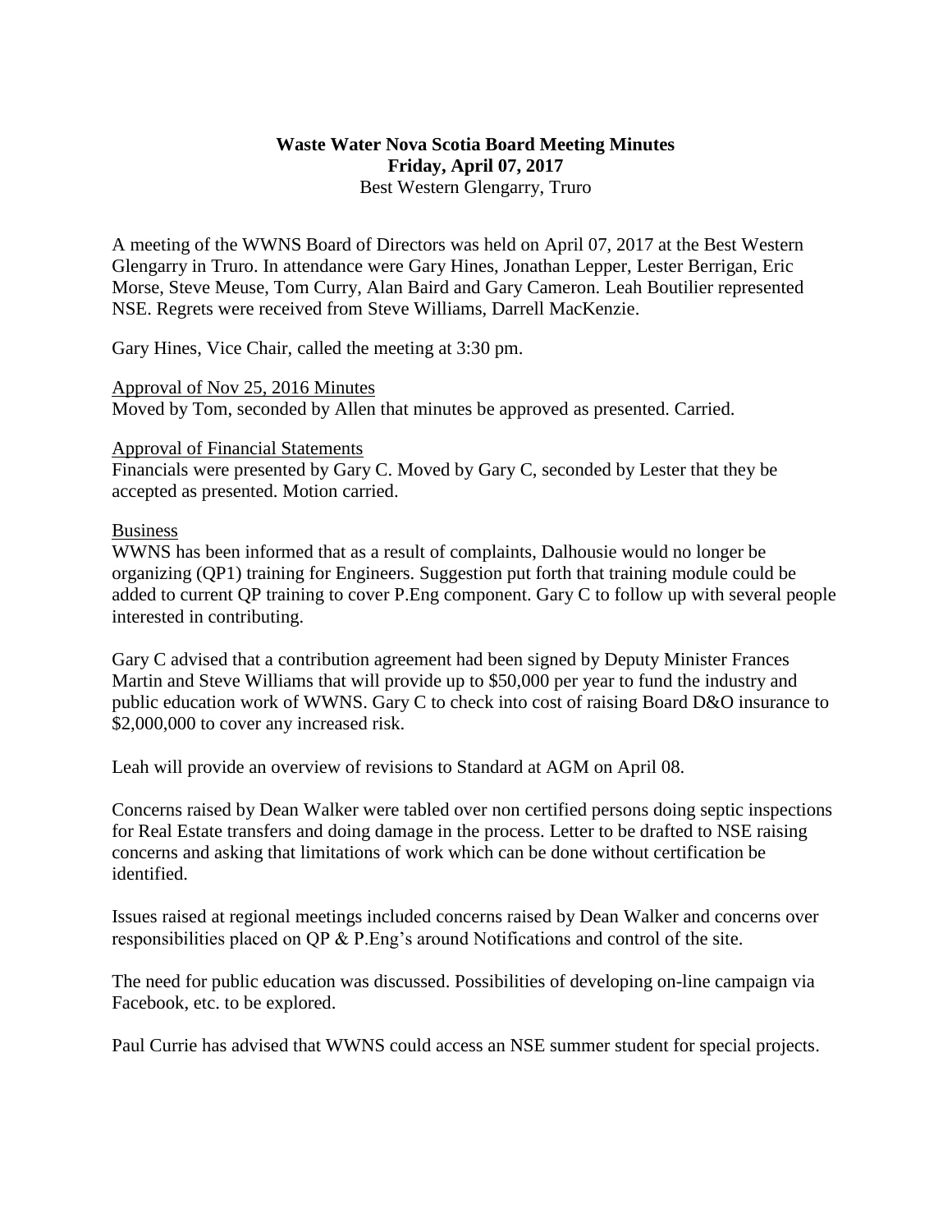**Waste Water Nova Scotia Board Meeting Minutes**
**Friday, April 07, 2017**
Best Western Glengarry, Truro

A meeting of the WWNS Board of Directors was held on April 07, 2017 at the Best Western Glengarry in Truro. In attendance were Gary Hines, Jonathan Lepper, Lester Berrigan, Eric Morse, Steve Meuse, Tom Curry, Alan Baird and Gary Cameron. Leah Boutilier represented NSE. Regrets were received from Steve Williams, Darrell MacKenzie.

Gary Hines, Vice Chair, called the meeting at 3:30 pm.

Approval of Nov 25, 2016 Minutes
Moved by Tom, seconded by Allen that minutes be approved as presented. Carried.

Approval of Financial Statements
Financials were presented by Gary C. Moved by Gary C, seconded by Lester that they be accepted as presented. Motion carried.

Business
WWNS has been informed that as a result of complaints, Dalhousie would no longer be organizing (QP1) training for Engineers. Suggestion put forth that training module could be added to current QP training to cover P.Eng component. Gary C to follow up with several people interested in contributing.

Gary C advised that a contribution agreement had been signed by Deputy Minister Frances Martin and Steve Williams that will provide up to $50,000 per year to fund the industry and public education work of WWNS. Gary C to check into cost of raising Board D&O insurance to $2,000,000 to cover any increased risk.

Leah will provide an overview of revisions to Standard at AGM on April 08.

Concerns raised by Dean Walker were tabled over non certified persons doing septic inspections for Real Estate transfers and doing damage in the process. Letter to be drafted to NSE raising concerns and asking that limitations of work which can be done without certification be identified.

Issues raised at regional meetings included concerns raised by Dean Walker and concerns over responsibilities placed on QP & P.Eng's around Notifications and control of the site.

The need for public education was discussed. Possibilities of developing on-line campaign via Facebook, etc. to be explored.

Paul Currie has advised that WWNS could access an NSE summer student for special projects.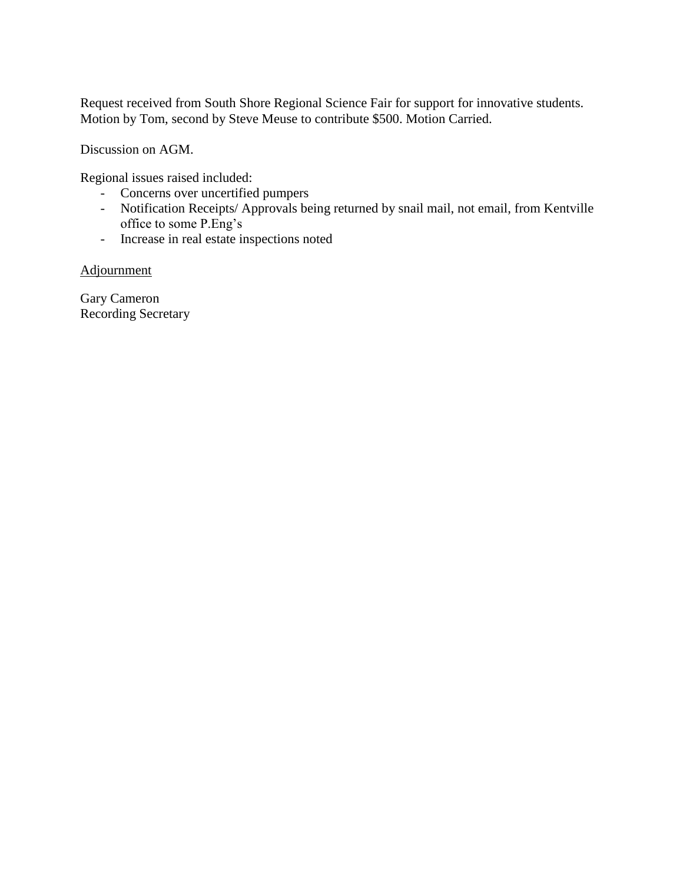Request received from South Shore Regional Science Fair for support for innovative students. Motion by Tom, second by Steve Meuse to contribute $500. Motion Carried.

Discussion on AGM.

Regional issues raised included:

- Concerns over uncertified pumpers
- Notification Receipts/ Approvals being returned by snail mail, not email, from Kentville office to some P.Eng's
- Increase in real estate inspections noted

<u>Adjournment</u>

Gary Cameron
Recording Secretary